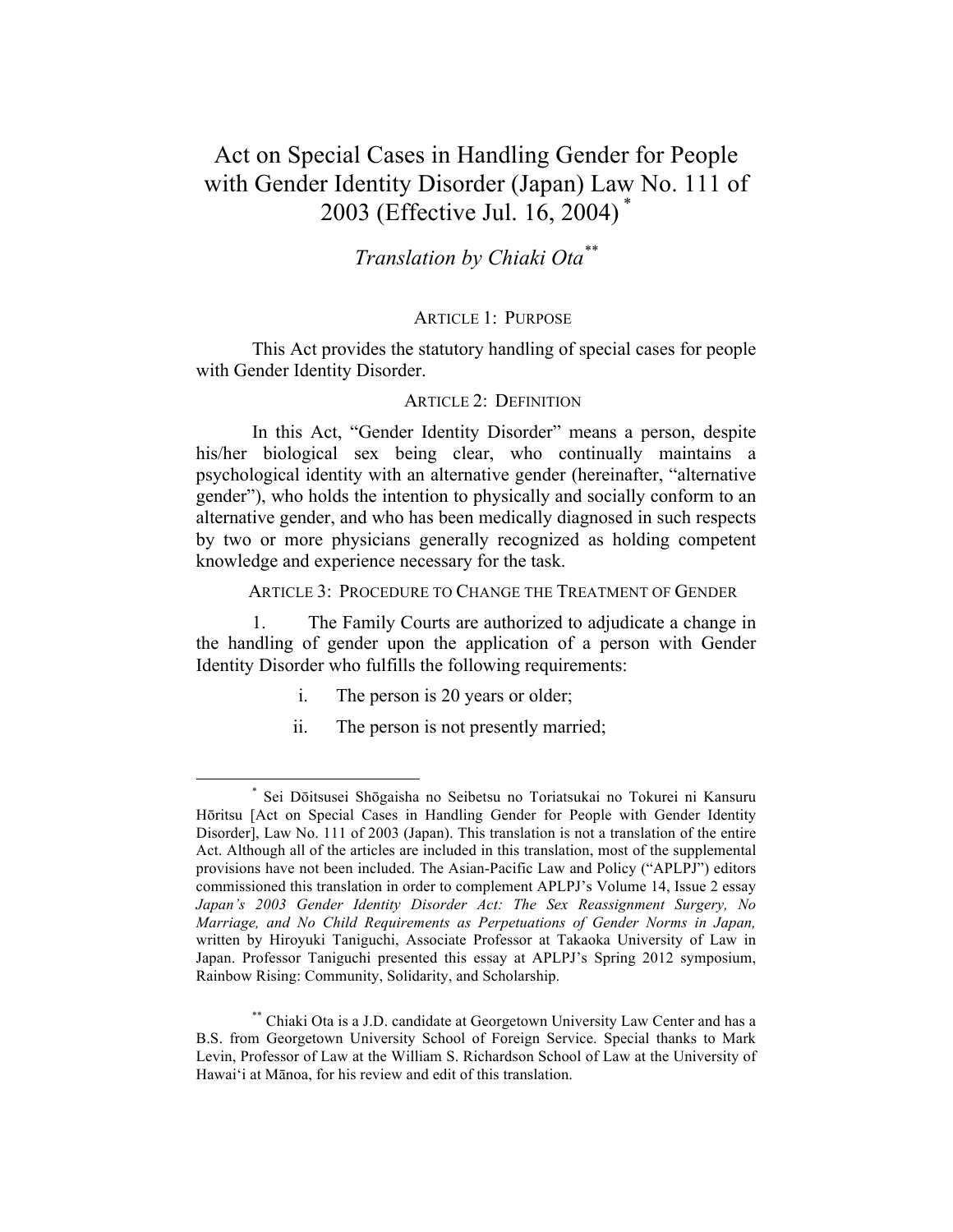# Act on Special Cases in Handling Gender for People with Gender Identity Disorder (Japan) Law No. 111 of 2003 (Effective Jul. 16, 2004) [*]

*Translation by Chiaki Ota* [**]

## ARTICLE 1: PURPOSE

This Act provides the statutory handling of special cases for people with Gender Identity Disorder.

## ARTICLE 2: DEFINITION

In this Act, "Gender Identity Disorder" means a person, despite his/her biological sex being clear, who continually maintains a psychological identity with an alternative gender (hereinafter, "alternative gender"), who holds the intention to physically and socially conform to an alternative gender, and who has been medically diagnosed in such respects by two or more physicians generally recognized as holding competent knowledge and experience necessary for the task.

## ARTICLE 3: PROCEDURE TO CHANGE THE TREATMENT OF GENDER

1. The Family Courts are authorized to adjudicate a change in the handling of gender upon the application of a person with Gender Identity Disorder who fulfills the following requirements:

   i. The person is 20 years or older;

   ii. The person is not presently married;

---

[*] Sei Dōitsusei Shōgaisha no Seibetsu no Toriatsukai no Tokurei ni Kansuru Hōritsu [Act on Special Cases in Handling Gender for People with Gender Identity Disorder], Law No. 111 of 2003 (Japan). This translation is not a translation of the entire Act. Although all of the articles are included in this translation, most of the supplemental provisions have not been included. The Asian-Pacific Law and Policy ("APLPJ") editors commissioned this translation in order to complement APLPJ's Volume 14, Issue 2 essay *Japan's 2003 Gender Identity Disorder Act: The Sex Reassignment Surgery, No Marriage, and No Child Requirements as Perpetuations of Gender Norms in Japan,* written by Hiroyuki Taniguchi, Associate Professor at Takaoka University of Law in Japan. Professor Taniguchi presented this essay at APLPJ's Spring 2012 symposium, Rainbow Rising: Community, Solidarity, and Scholarship.

[**] Chiaki Ota is a J.D. candidate at Georgetown University Law Center and has a B.S. from Georgetown University School of Foreign Service. Special thanks to Mark Levin, Professor of Law at the William S. Richardson School of Law at the University of Hawai'i at Mānoa, for his review and edit of this translation.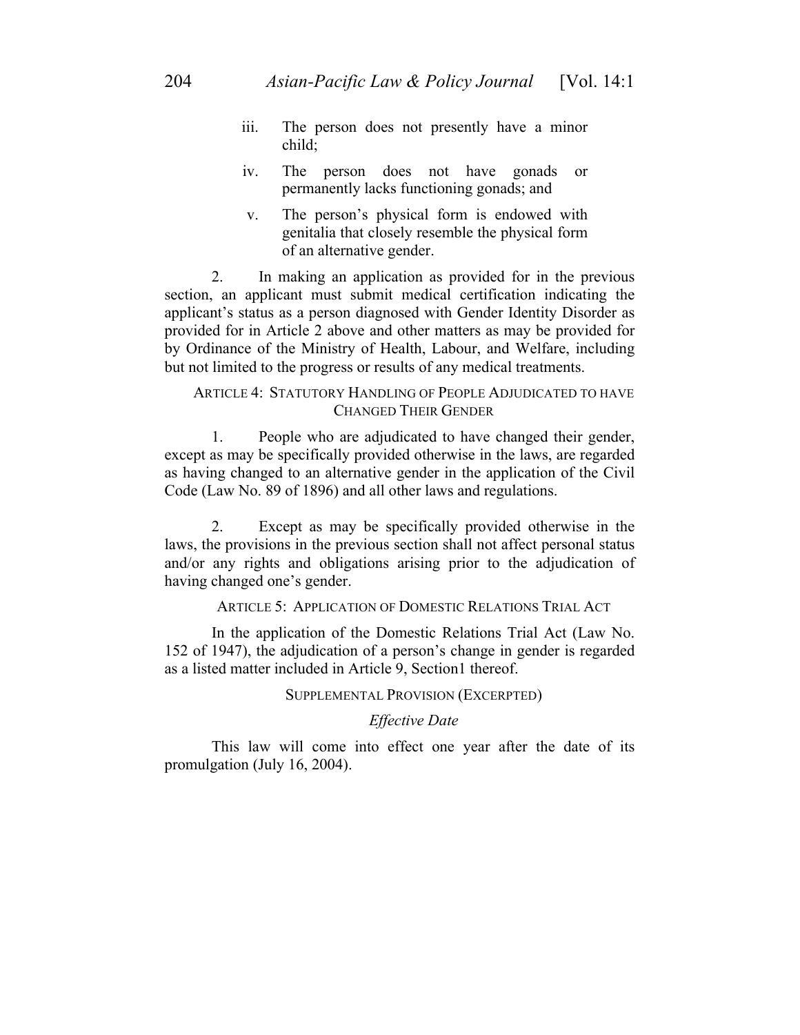iii. The person does not presently have a minor child;

iv. The person does not have gonads or permanently lacks functioning gonads; and

v. The person's physical form is endowed with genitalia that closely resemble the physical form of an alternative gender.

2. In making an application as provided for in the previous section, an applicant must submit medical certification indicating the applicant's status as a person diagnosed with Gender Identity Disorder as provided for in Article 2 above and other matters as may be provided for by Ordinance of the Ministry of Health, Labour, and Welfare, including but not limited to the progress or results of any medical treatments.

ARTICLE 4: STATUTORY HANDLING OF PEOPLE ADJUDICATED TO HAVE CHANGED THEIR GENDER

1. People who are adjudicated to have changed their gender, except as may be specifically provided otherwise in the laws, are regarded as having changed to an alternative gender in the application of the Civil Code (Law No. 89 of 1896) and all other laws and regulations.

2. Except as may be specifically provided otherwise in the laws, the provisions in the previous section shall not affect personal status and/or any rights and obligations arising prior to the adjudication of having changed one's gender.

ARTICLE 5: APPLICATION OF DOMESTIC RELATIONS TRIAL ACT

In the application of the Domestic Relations Trial Act (Law No. 152 of 1947), the adjudication of a person's change in gender is regarded as a listed matter included in Article 9, Section1 thereof.

SUPPLEMENTAL PROVISION (EXCERPTED)

*Effective Date*

This law will come into effect one year after the date of its promulgation (July 16, 2004).